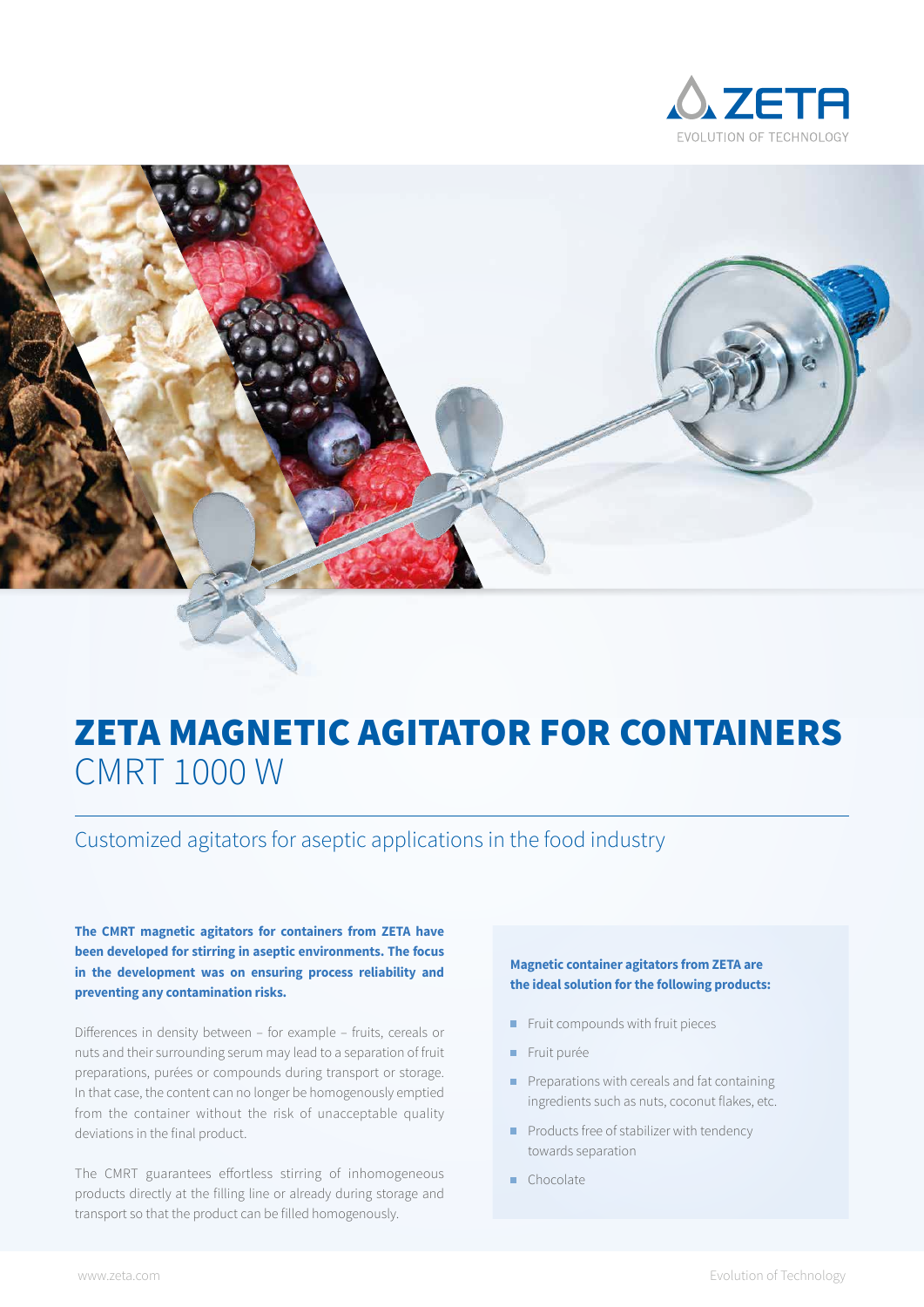# ZETA MAGNETIC AGITATOR FOR CONTAINERS

## CMRT 1000 W

### Customized agitators for aseptic applications in the food industry

**The CMRT magnetic agitators for containers from ZETA have been developed for stirring in aseptic environments. The focus in the development was on ensuring process reliability and preventing any contamination risks.**

Differences in density between – for example – fruits, cereals or nuts and their surrounding serum may lead to a separation of fruit preparations, purées or compounds during transport or storage. In that case, the content can no longer be homogenously emptied from the container without the risk of unacceptable quality deviations in the final product.

The CMRT guarantees effortless stirring of inhomogeneous products directly at the filling line or already during storage and transport so that the product can be filled homogenously.

**Magnetic container agitators from ZETA are the ideal solution for the following products:**

- Fruit compounds with fruit pieces
- Fruit purée
- Preparations with cereals and fat containing ingredients such as nuts, coconut flakes, etc.
- Products free of stabilizer with tendency towards separation
- Chocolate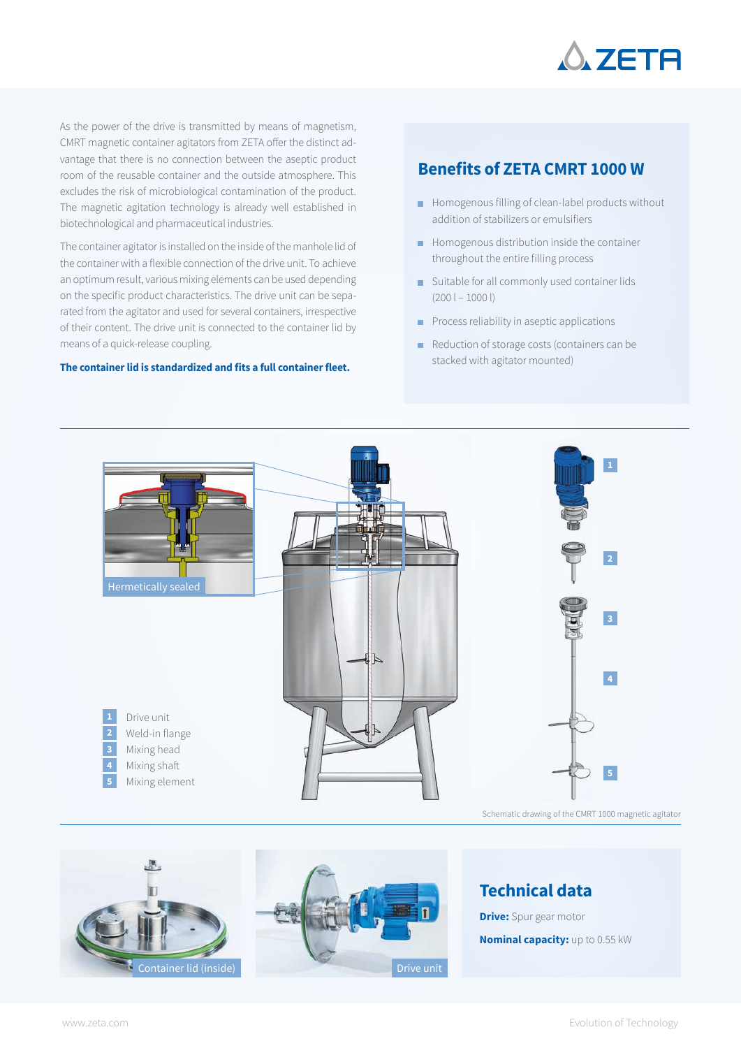As the power of the drive is transmitted by means of magnetism, CMRT magnetic container agitators from ZETA offer the distinct advantage that there is no connection between the aseptic product room of the reusable container and the outside atmosphere. This excludes the risk of microbiological contamination of the product. The magnetic agitation technology is already well established in biotechnological and pharmaceutical industries.

The container agitator is installed on the inside of the manhole lid of the container with a flexible connection of the drive unit. To achieve an optimum result, various mixing elements can be used depending on the specific product characteristics. The drive unit can be separated from the agitator and used for several containers, irrespective of their content. The drive unit is connected to the container lid by means of a quick-release coupling.

**The container lid is standardized and fits a full container fleet.**

## Benefits of ZETA CMRT 1000 W

- Homogenous filling of clean-label products without addition of stabilizers or emulsifiers
- Homogenous distribution inside the container throughout the entire filling process
- Suitable for all commonly used container lids (200 l – 1000 l)
- Process reliability in aseptic applications
- Reduction of storage costs (containers can be stacked with agitator mounted)

Hermetically sealed

1. Drive unit
2. Weld-in flange
3. Mixing head
4. Mixing shaft
5. Mixing element

Schematic drawing of the CMRT 1000 magnetic agitator

Container lid (inside)

Drive unit

## Technical data

**Drive:** Spur gear motor

**Nominal capacity:** up to 0.55 kW